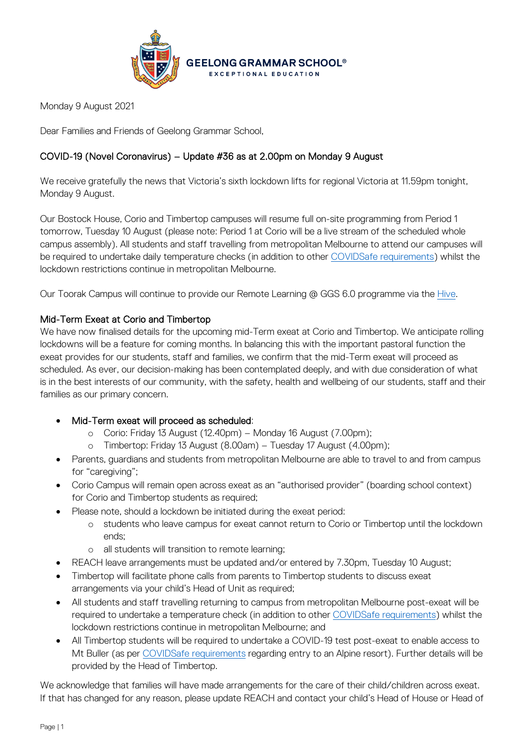**GEELONG GRAMMAR SCHOOL®**
EXCEPTIONAL EDUCATION

Monday 9 August 2021

Dear Families and Friends of Geelong Grammar School,

## COVID-19 (Novel Coronavirus) – Update #36 as at 2.00pm on Monday 9 August

We receive gratefully the news that Victoria's sixth lockdown lifts for regional Victoria at 11.59pm tonight, Monday 9 August.

Our Bostock House, Corio and Timbertop campuses will resume full on-site programming from Period 1 tomorrow, Tuesday 10 August (please note: Period 1 at Corio will be a live stream of the scheduled whole campus assembly). All students and staff travelling from metropolitan Melbourne to attend our campuses will be required to undertake daily temperature checks (in addition to other COVIDSafe requirements) whilst the lockdown restrictions continue in metropolitan Melbourne.

Our Toorak Campus will continue to provide our Remote Learning @ GGS 6.0 programme via the Hive.

### Mid-Term Exeat at Corio and Timbertop

We have now finalised details for the upcoming mid-Term exeat at Corio and Timbertop. We anticipate rolling lockdowns will be a feature for coming months. In balancing this with the important pastoral function the exeat provides for our students, staff and families, we confirm that the mid-Term exeat will proceed as scheduled. As ever, our decision-making has been contemplated deeply, and with due consideration of what is in the best interests of our community, with the safety, health and wellbeing of our students, staff and their families as our primary concern.

- Mid-Term exeat will proceed as scheduled:
  - Corio: Friday 13 August (12.40pm) – Monday 16 August (7.00pm);
  - Timbertop: Friday 13 August (8.00am) – Tuesday 17 August (4.00pm);
- Parents, guardians and students from metropolitan Melbourne are able to travel to and from campus for "caregiving";
- Corio Campus will remain open across exeat as an "authorised provider" (boarding school context) for Corio and Timbertop students as required;
- Please note, should a lockdown be initiated during the exeat period:
  - students who leave campus for exeat cannot return to Corio or Timbertop until the lockdown ends;
  - all students will transition to remote learning;
- REACH leave arrangements must be updated and/or entered by 7.30pm, Tuesday 10 August;
- Timbertop will facilitate phone calls from parents to Timbertop students to discuss exeat arrangements via your child's Head of Unit as required;
- All students and staff travelling returning to campus from metropolitan Melbourne post-exeat will be required to undertake a temperature check (in addition to other COVIDSafe requirements) whilst the lockdown restrictions continue in metropolitan Melbourne; and
- All Timbertop students will be required to undertake a COVID-19 test post-exeat to enable access to Mt Buller (as per COVIDSafe requirements regarding entry to an Alpine resort). Further details will be provided by the Head of Timbertop.

We acknowledge that families will have made arrangements for the care of their child/children across exeat. If that has changed for any reason, please update REACH and contact your child's Head of House or Head of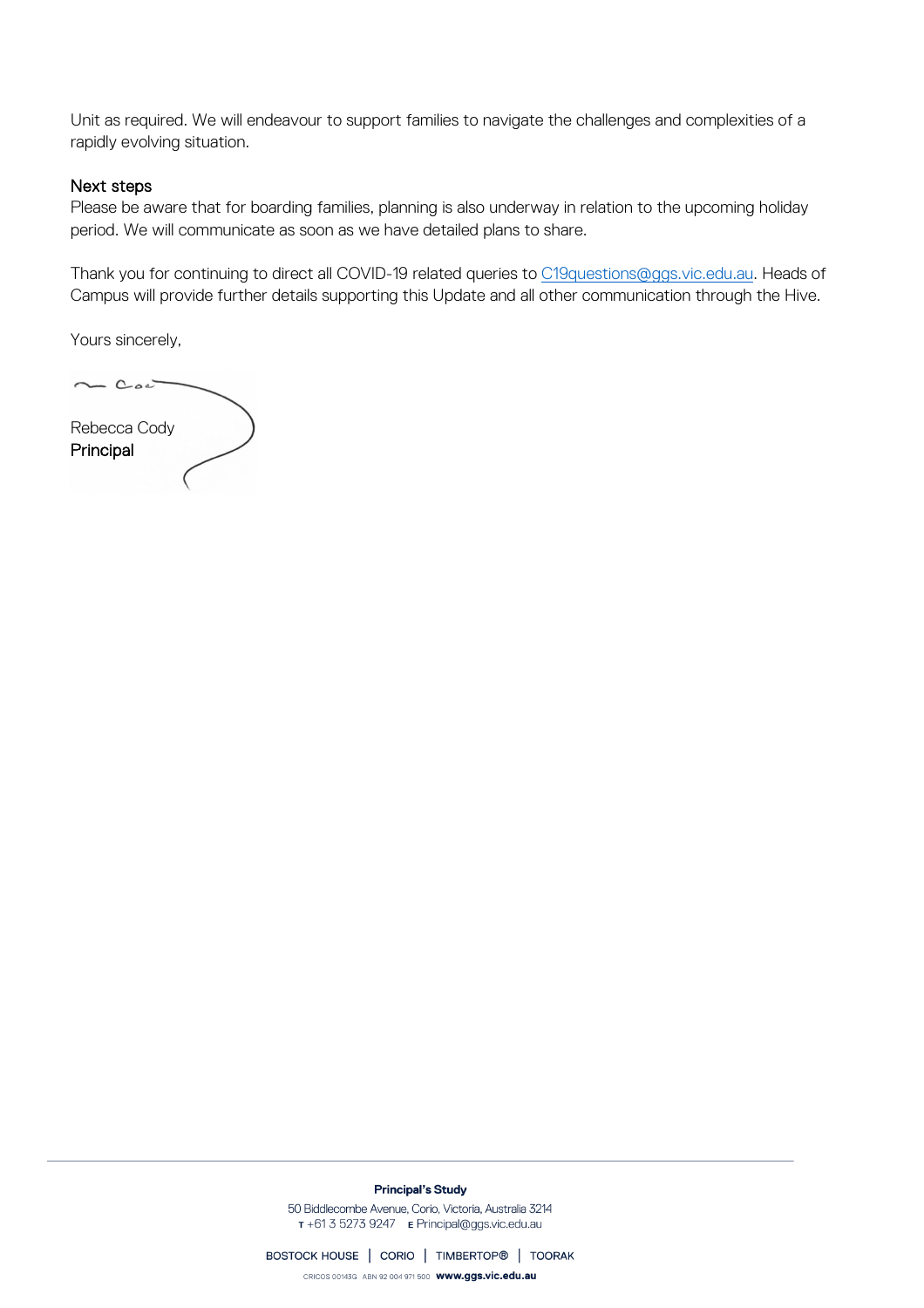Unit as required. We will endeavour to support families to navigate the challenges and complexities of a rapidly evolving situation.

## Next steps

Please be aware that for boarding families, planning is also underway in relation to the upcoming holiday period. We will communicate as soon as we have detailed plans to share.

Thank you for continuing to direct all COVID-19 related queries to C19questions@ggs.vic.edu.au. Heads of Campus will provide further details supporting this Update and all other communication through the Hive.

Yours sincerely,

Rebecca Cody
**Principal**

**Principal's Study**

50 Biddlecombe Avenue, Corio, Victoria, Australia 3214
**T** +61 3 5273 9247 **E** Principal@ggs.vic.edu.au

BOSTOCK HOUSE | CORIO | TIMBERTOP® | TOORAK

CRICOS 00143G ABN 92 004 971 500 **www.ggs.vic.edu.au**